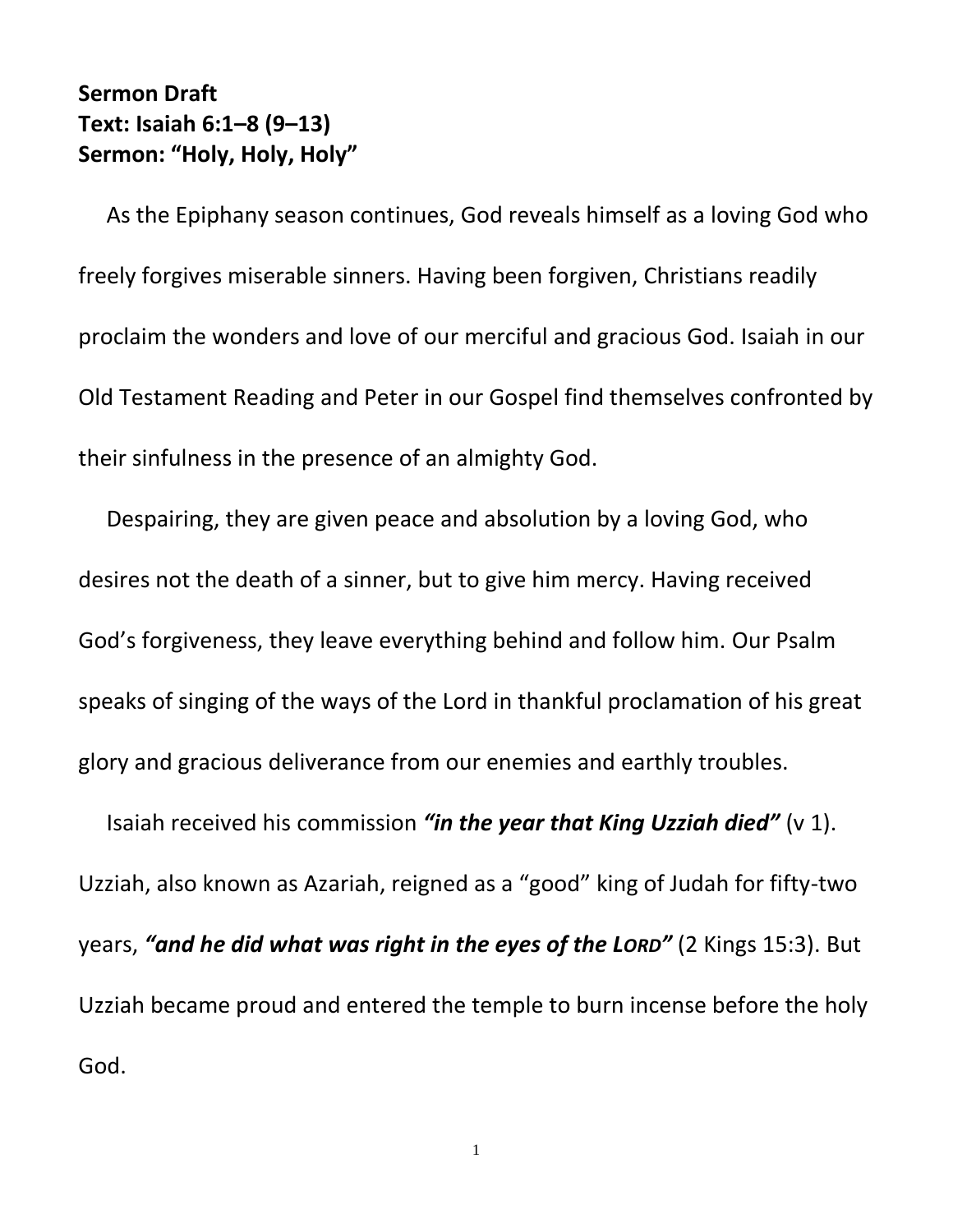**Sermon Draft**
**Text: Isaiah 6:1–8 (9–13)**
**Sermon: "Holy, Holy, Holy"**

As the Epiphany season continues, God reveals himself as a loving God who freely forgives miserable sinners. Having been forgiven, Christians readily proclaim the wonders and love of our merciful and gracious God. Isaiah in our Old Testament Reading and Peter in our Gospel find themselves confronted by their sinfulness in the presence of an almighty God.

Despairing, they are given peace and absolution by a loving God, who desires not the death of a sinner, but to give him mercy. Having received God's forgiveness, they leave everything behind and follow him. Our Psalm speaks of singing of the ways of the Lord in thankful proclamation of his great glory and gracious deliverance from our enemies and earthly troubles.

Isaiah received his commission ***"in the year that King Uzziah died"*** (v 1). Uzziah, also known as Azariah, reigned as a "good" king of Judah for fifty-two years, ***"and he did what was right in the eyes of the LORD"*** (2 Kings 15:3). But Uzziah became proud and entered the temple to burn incense before the holy God.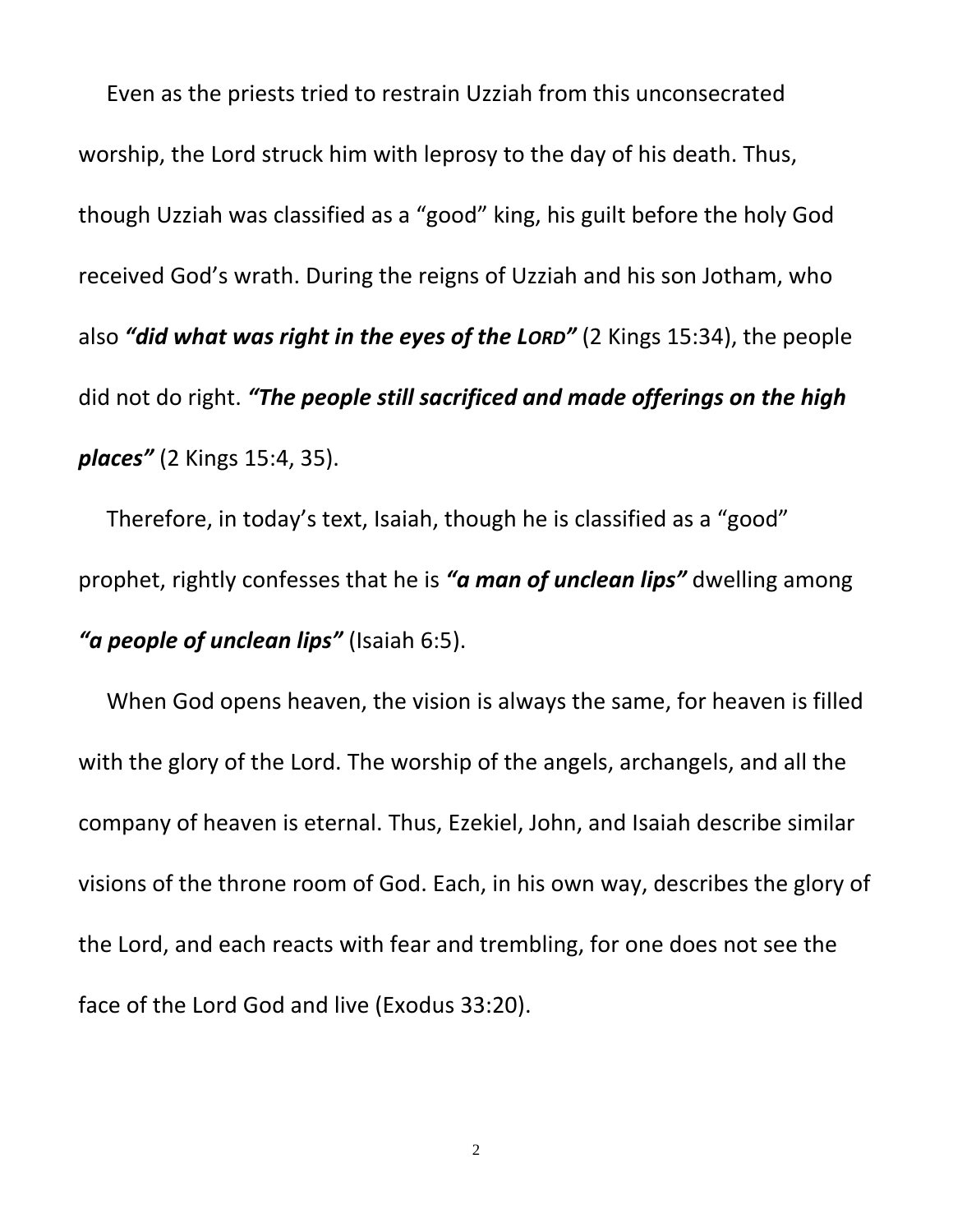Even as the priests tried to restrain Uzziah from this unconsecrated worship, the Lord struck him with leprosy to the day of his death. Thus, though Uzziah was classified as a "good" king, his guilt before the holy God received God's wrath. During the reigns of Uzziah and his son Jotham, who also ***"did what was right in the eyes of the LORD"*** (2 Kings 15:34), the people did not do right. ***"The people still sacrificed and made offerings on the high places"*** (2 Kings 15:4, 35).

Therefore, in today's text, Isaiah, though he is classified as a "good" prophet, rightly confesses that he is ***"a man of unclean lips"*** dwelling among ***"a people of unclean lips"*** (Isaiah 6:5).

When God opens heaven, the vision is always the same, for heaven is filled with the glory of the Lord. The worship of the angels, archangels, and all the company of heaven is eternal. Thus, Ezekiel, John, and Isaiah describe similar visions of the throne room of God. Each, in his own way, describes the glory of the Lord, and each reacts with fear and trembling, for one does not see the face of the Lord God and live (Exodus 33:20).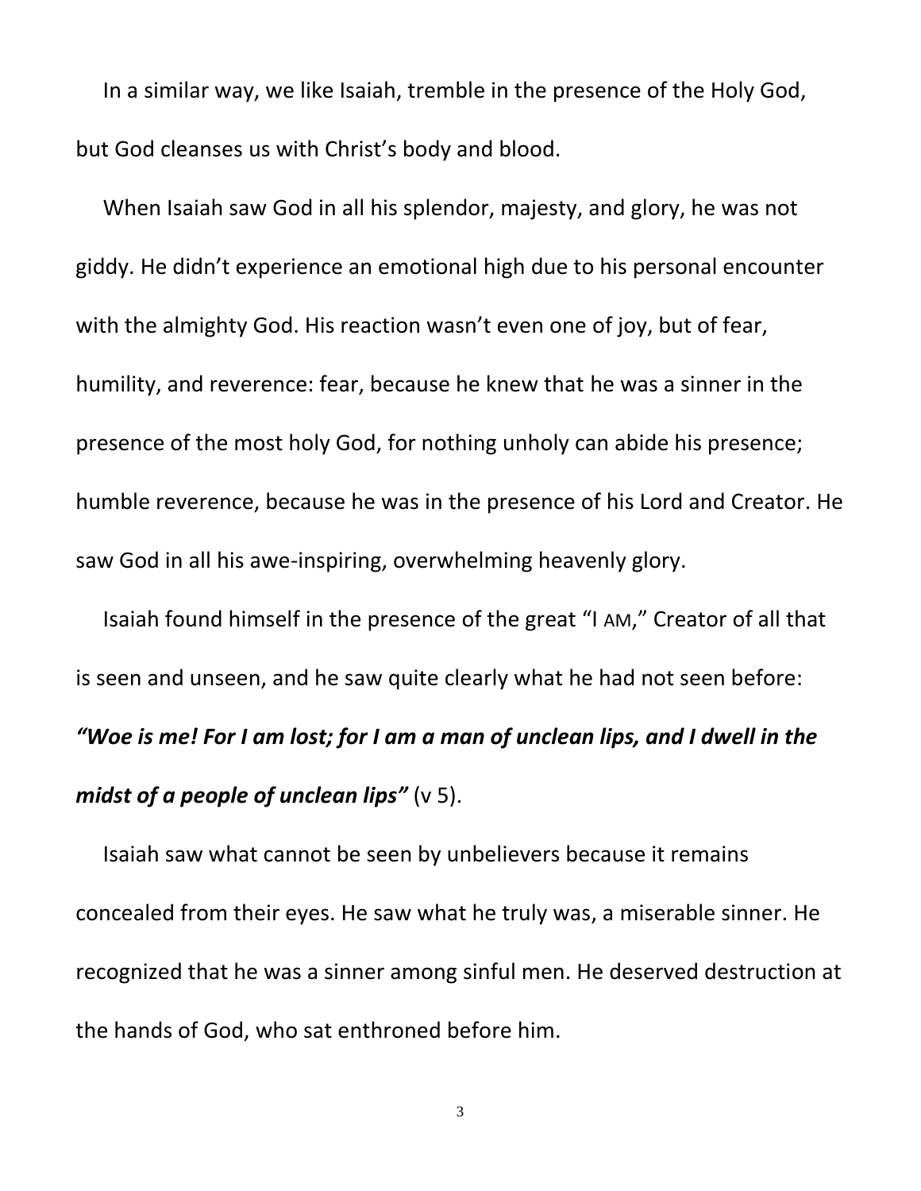In a similar way, we like Isaiah, tremble in the presence of the Holy God, but God cleanses us with Christ's body and blood.

When Isaiah saw God in all his splendor, majesty, and glory, he was not giddy. He didn't experience an emotional high due to his personal encounter with the almighty God. His reaction wasn't even one of joy, but of fear, humility, and reverence: fear, because he knew that he was a sinner in the presence of the most holy God, for nothing unholy can abide his presence; humble reverence, because he was in the presence of his Lord and Creator. He saw God in all his awe-inspiring, overwhelming heavenly glory.

Isaiah found himself in the presence of the great "I AM," Creator of all that is seen and unseen, and he saw quite clearly what he had not seen before: ***"Woe is me! For I am lost; for I am a man of unclean lips, and I dwell in the midst of a people of unclean lips"*** (v 5).

Isaiah saw what cannot be seen by unbelievers because it remains concealed from their eyes. He saw what he truly was, a miserable sinner. He recognized that he was a sinner among sinful men. He deserved destruction at the hands of God, who sat enthroned before him.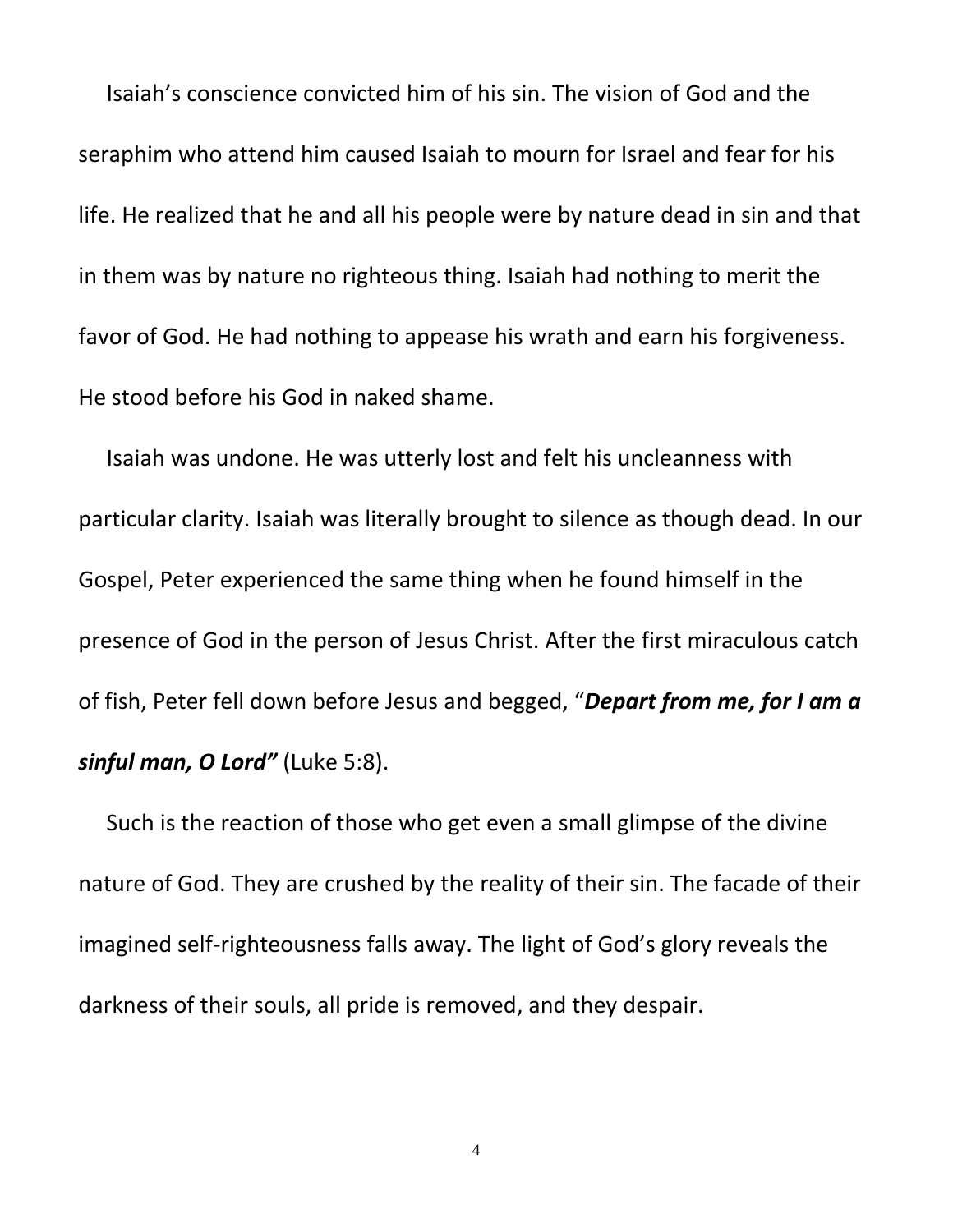Isaiah's conscience convicted him of his sin. The vision of God and the seraphim who attend him caused Isaiah to mourn for Israel and fear for his life. He realized that he and all his people were by nature dead in sin and that in them was by nature no righteous thing. Isaiah had nothing to merit the favor of God. He had nothing to appease his wrath and earn his forgiveness. He stood before his God in naked shame.

Isaiah was undone. He was utterly lost and felt his uncleanness with particular clarity. Isaiah was literally brought to silence as though dead. In our Gospel, Peter experienced the same thing when he found himself in the presence of God in the person of Jesus Christ. After the first miraculous catch of fish, Peter fell down before Jesus and begged, "***Depart from me, for I am a sinful man, O Lord"*** (Luke 5:8).

Such is the reaction of those who get even a small glimpse of the divine nature of God. They are crushed by the reality of their sin. The facade of their imagined self-righteousness falls away. The light of God's glory reveals the darkness of their souls, all pride is removed, and they despair.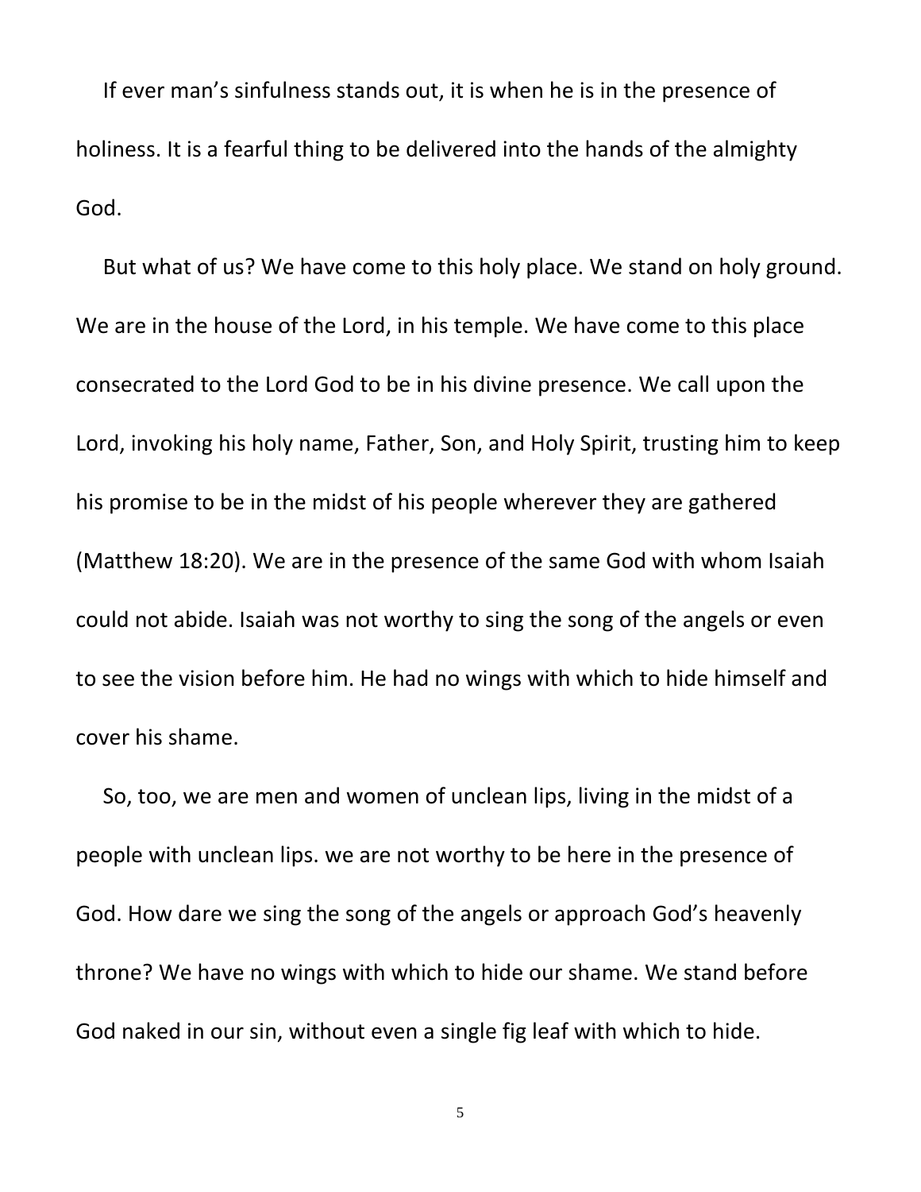If ever man’s sinfulness stands out, it is when he is in the presence of holiness. It is a fearful thing to be delivered into the hands of the almighty God.

But what of us? We have come to this holy place. We stand on holy ground. We are in the house of the Lord, in his temple. We have come to this place consecrated to the Lord God to be in his divine presence. We call upon the Lord, invoking his holy name, Father, Son, and Holy Spirit, trusting him to keep his promise to be in the midst of his people wherever they are gathered (Matthew 18:20). We are in the presence of the same God with whom Isaiah could not abide. Isaiah was not worthy to sing the song of the angels or even to see the vision before him. He had no wings with which to hide himself and cover his shame.

So, too, we are men and women of unclean lips, living in the midst of a people with unclean lips. we are not worthy to be here in the presence of God. How dare we sing the song of the angels or approach God’s heavenly throne? We have no wings with which to hide our shame. We stand before God naked in our sin, without even a single fig leaf with which to hide.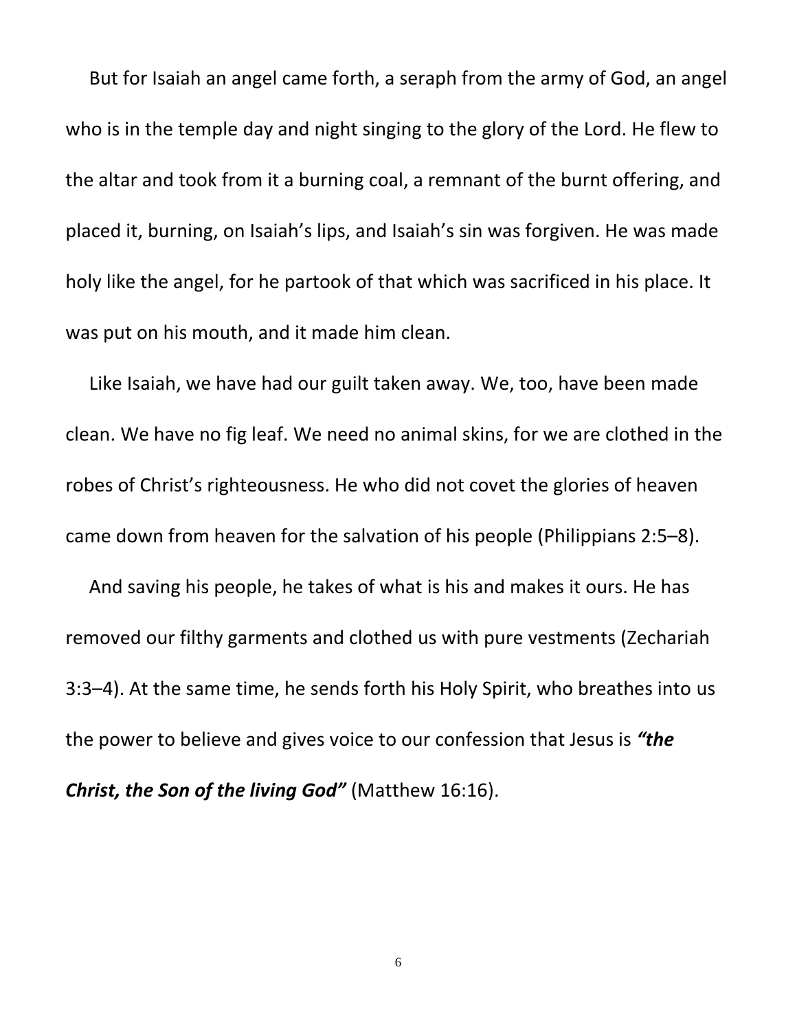But for Isaiah an angel came forth, a seraph from the army of God, an angel who is in the temple day and night singing to the glory of the Lord. He flew to the altar and took from it a burning coal, a remnant of the burnt offering, and placed it, burning, on Isaiah's lips, and Isaiah's sin was forgiven. He was made holy like the angel, for he partook of that which was sacrificed in his place. It was put on his mouth, and it made him clean.

Like Isaiah, we have had our guilt taken away. We, too, have been made clean. We have no fig leaf. We need no animal skins, for we are clothed in the robes of Christ's righteousness. He who did not covet the glories of heaven came down from heaven for the salvation of his people (Philippians 2:5–8).

And saving his people, he takes of what is his and makes it ours. He has removed our filthy garments and clothed us with pure vestments (Zechariah 3:3–4). At the same time, he sends forth his Holy Spirit, who breathes into us the power to believe and gives voice to our confession that Jesus is ***"the Christ, the Son of the living God"*** (Matthew 16:16).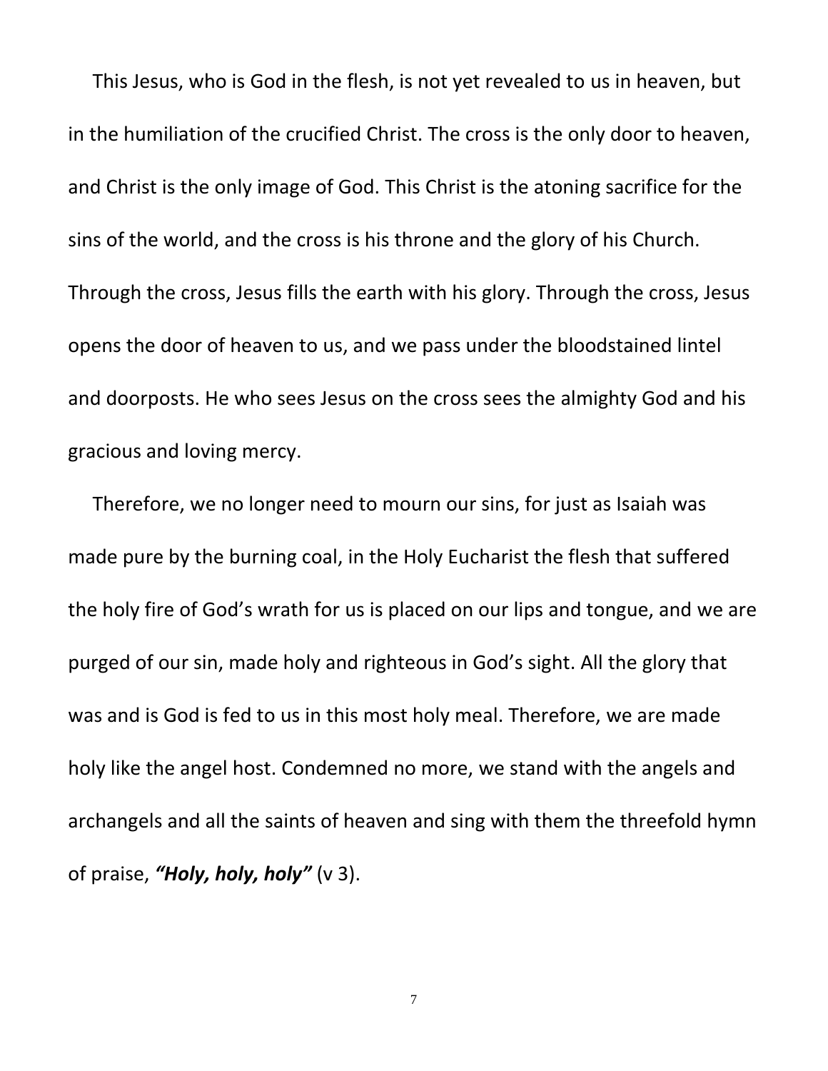This Jesus, who is God in the flesh, is not yet revealed to us in heaven, but in the humiliation of the crucified Christ. The cross is the only door to heaven, and Christ is the only image of God. This Christ is the atoning sacrifice for the sins of the world, and the cross is his throne and the glory of his Church. Through the cross, Jesus fills the earth with his glory. Through the cross, Jesus opens the door of heaven to us, and we pass under the bloodstained lintel and doorposts. He who sees Jesus on the cross sees the almighty God and his gracious and loving mercy.

Therefore, we no longer need to mourn our sins, for just as Isaiah was made pure by the burning coal, in the Holy Eucharist the flesh that suffered the holy fire of God's wrath for us is placed on our lips and tongue, and we are purged of our sin, made holy and righteous in God's sight. All the glory that was and is God is fed to us in this most holy meal. Therefore, we are made holy like the angel host. Condemned no more, we stand with the angels and archangels and all the saints of heaven and sing with them the threefold hymn of praise, ***"Holy, holy, holy"*** (v 3).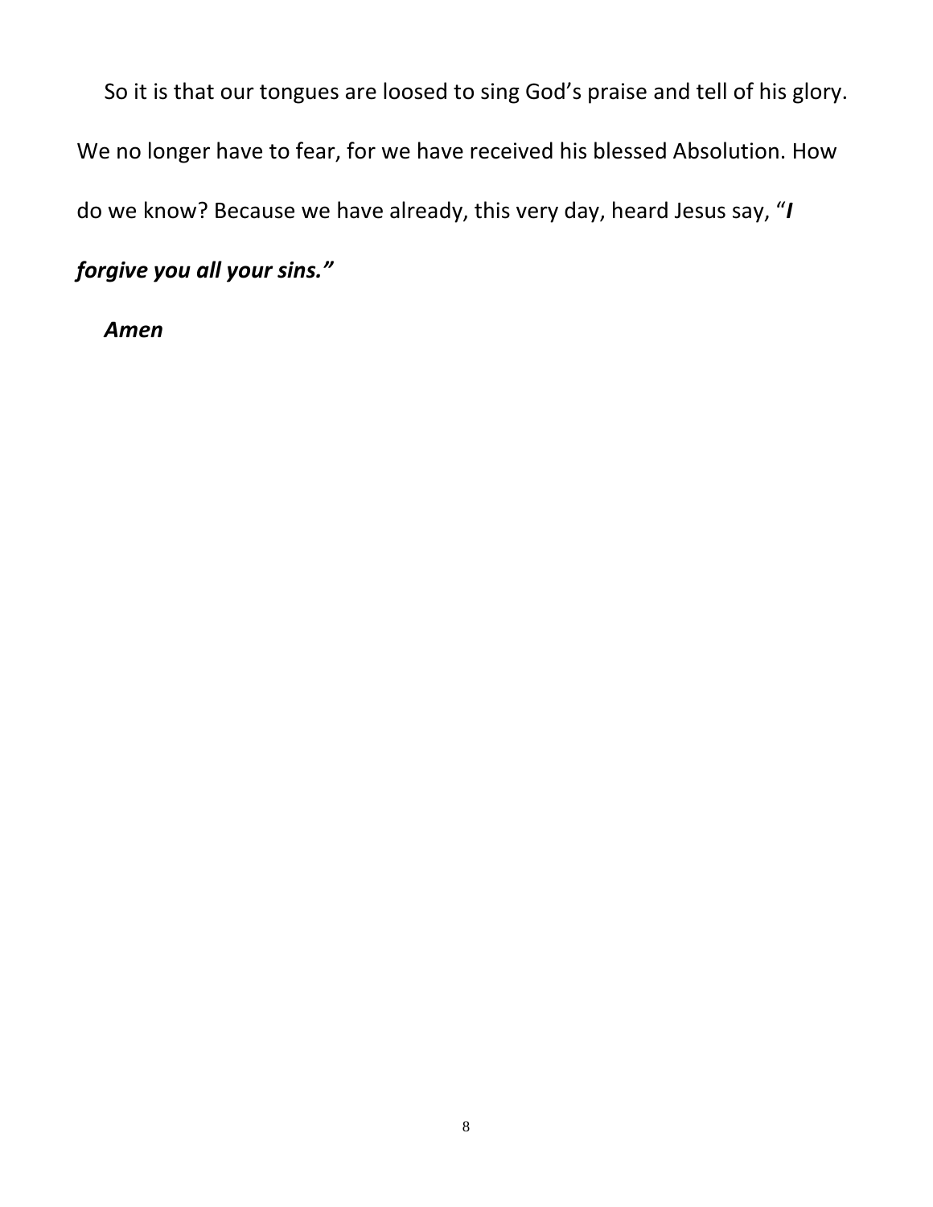So it is that our tongues are loosed to sing God's praise and tell of his glory. We no longer have to fear, for we have received his blessed Absolution. How do we know? Because we have already, this very day, heard Jesus say, "***I forgive you all your sins."***

***Amen***